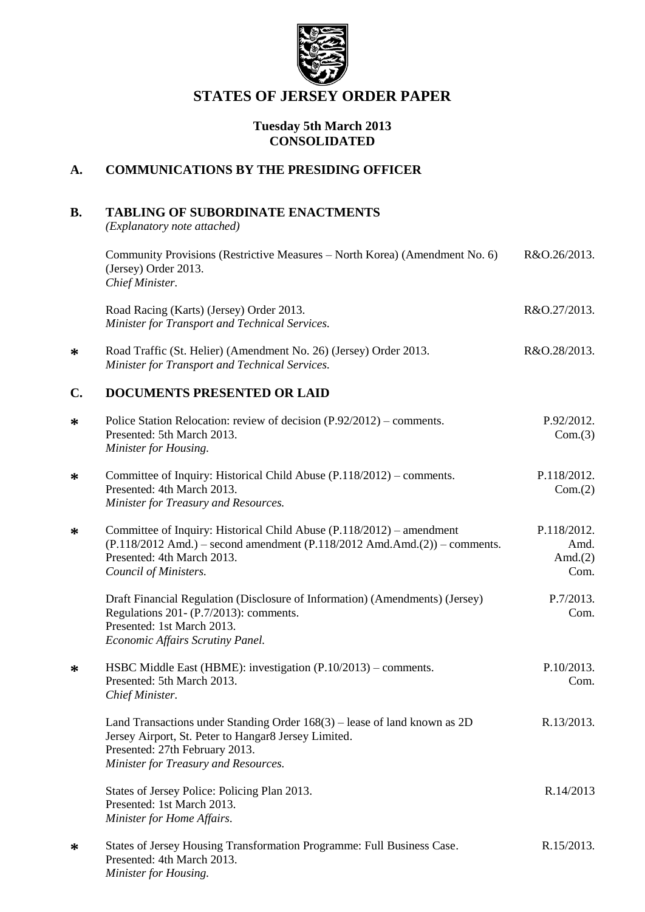# STATES OF JERSEY ORDER PAPER

**Tuesday 5th March 2013**
**CONSOLIDATED**

## A. COMMUNICATIONS BY THE PRESIDING OFFICER

## B. TABLING OF SUBORDINATE ENACTMENTS

*(Explanatory note attached)*

Community Provisions (Restrictive Measures – North Korea) (Amendment No. 6) (Jersey) Order 2013. — R&O.26/2013.
*Chief Minister.*

Road Racing (Karts) (Jersey) Order 2013. — R&O.27/2013.
*Minister for Transport and Technical Services.*

∗ Road Traffic (St. Helier) (Amendment No. 26) (Jersey) Order 2013. — R&O.28/2013.
*Minister for Transport and Technical Services.*

## C. DOCUMENTS PRESENTED OR LAID

∗ Police Station Relocation: review of decision (P.92/2012) – comments. — P.92/2012. Com.(3)
Presented: 5th March 2013.
*Minister for Housing.*

∗ Committee of Inquiry: Historical Child Abuse (P.118/2012) – comments. — P.118/2012. Com.(2)
Presented: 4th March 2013.
*Minister for Treasury and Resources.*

∗ Committee of Inquiry: Historical Child Abuse (P.118/2012) – amendment (P.118/2012 Amd.) – second amendment (P.118/2012 Amd.Amd.(2)) – comments. — P.118/2012. Amd. Amd.(2) Com.
Presented: 4th March 2013.
*Council of Ministers.*

Draft Financial Regulation (Disclosure of Information) (Amendments) (Jersey) Regulations 201- (P.7/2013): comments. — P.7/2013. Com.
Presented: 1st March 2013.
*Economic Affairs Scrutiny Panel.*

∗ HSBC Middle East (HBME): investigation (P.10/2013) – comments. — P.10/2013. Com.
Presented: 5th March 2013.
*Chief Minister.*

Land Transactions under Standing Order 168(3) – lease of land known as 2D Jersey Airport, St. Peter to Hangar8 Jersey Limited. — R.13/2013.
Presented: 27th February 2013.
*Minister for Treasury and Resources.*

States of Jersey Police: Policing Plan 2013. — R.14/2013
Presented: 1st March 2013.
*Minister for Home Affairs.*

∗ States of Jersey Housing Transformation Programme: Full Business Case. — R.15/2013.
Presented: 4th March 2013.
*Minister for Housing.*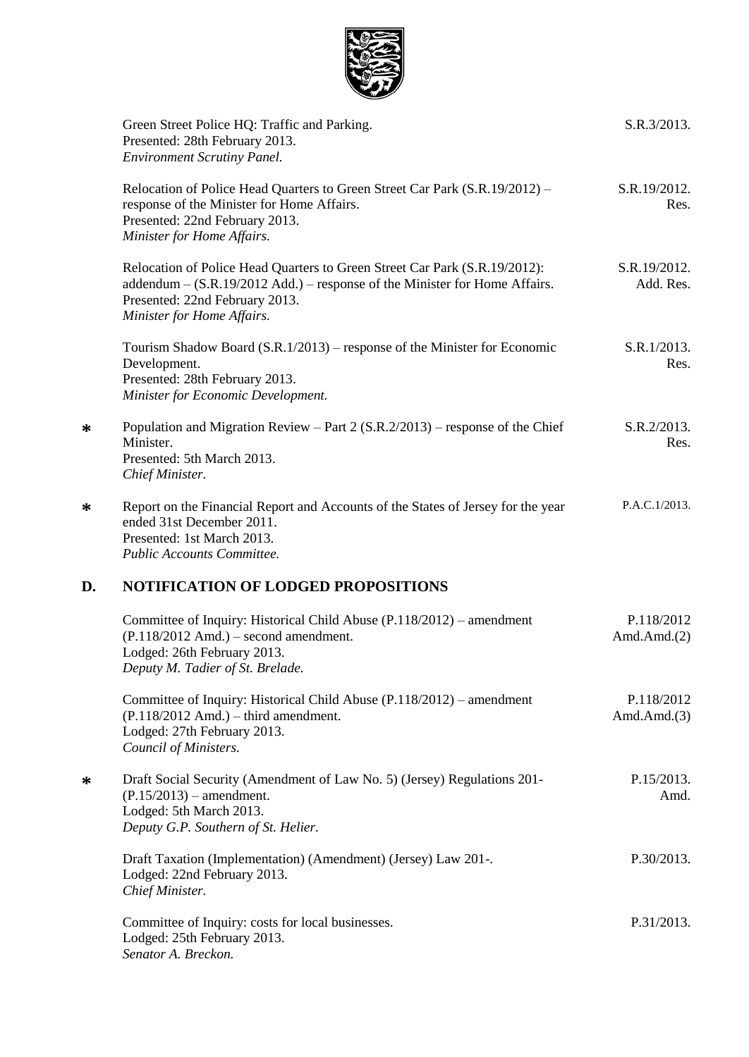| | | |
|---|---|---|
| | Green Street Police HQ: Traffic and Parking.<br>Presented: 28th February 2013.<br>*Environment Scrutiny Panel.* | S.R.3/2013. |
| | Relocation of Police Head Quarters to Green Street Car Park (S.R.19/2012) – response of the Minister for Home Affairs.<br>Presented: 22nd February 2013.<br>*Minister for Home Affairs.* | S.R.19/2012. Res. |
| | Relocation of Police Head Quarters to Green Street Car Park (S.R.19/2012): addendum – (S.R.19/2012 Add.) – response of the Minister for Home Affairs.<br>Presented: 22nd February 2013.<br>*Minister for Home Affairs.* | S.R.19/2012. Add. Res. |
| | Tourism Shadow Board (S.R.1/2013) – response of the Minister for Economic Development.<br>Presented: 28th February 2013.<br>*Minister for Economic Development.* | S.R.1/2013. Res. |
| * | Population and Migration Review – Part 2 (S.R.2/2013) – response of the Chief Minister.<br>Presented: 5th March 2013.<br>*Chief Minister.* | S.R.2/2013. Res. |
| * | Report on the Financial Report and Accounts of the States of Jersey for the year ended 31st December 2011.<br>Presented: 1st March 2013.<br>*Public Accounts Committee.* | P.A.C.1/2013. |

## D. NOTIFICATION OF LODGED PROPOSITIONS

| | | |
|---|---|---|
| | Committee of Inquiry: Historical Child Abuse (P.118/2012) – amendment (P.118/2012 Amd.) – second amendment.<br>Lodged: 26th February 2013.<br>*Deputy M. Tadier of St. Brelade.* | P.118/2012 Amd.Amd.(2) |
| | Committee of Inquiry: Historical Child Abuse (P.118/2012) – amendment (P.118/2012 Amd.) – third amendment.<br>Lodged: 27th February 2013.<br>*Council of Ministers.* | P.118/2012 Amd.Amd.(3) |
| * | Draft Social Security (Amendment of Law No. 5) (Jersey) Regulations 201- (P.15/2013) – amendment.<br>Lodged: 5th March 2013.<br>*Deputy G.P. Southern of St. Helier.* | P.15/2013. Amd. |
| | Draft Taxation (Implementation) (Amendment) (Jersey) Law 201-.<br>Lodged: 22nd February 2013.<br>*Chief Minister.* | P.30/2013. |
| | Committee of Inquiry: costs for local businesses.<br>Lodged: 25th February 2013.<br>*Senator A. Breckon.* | P.31/2013. |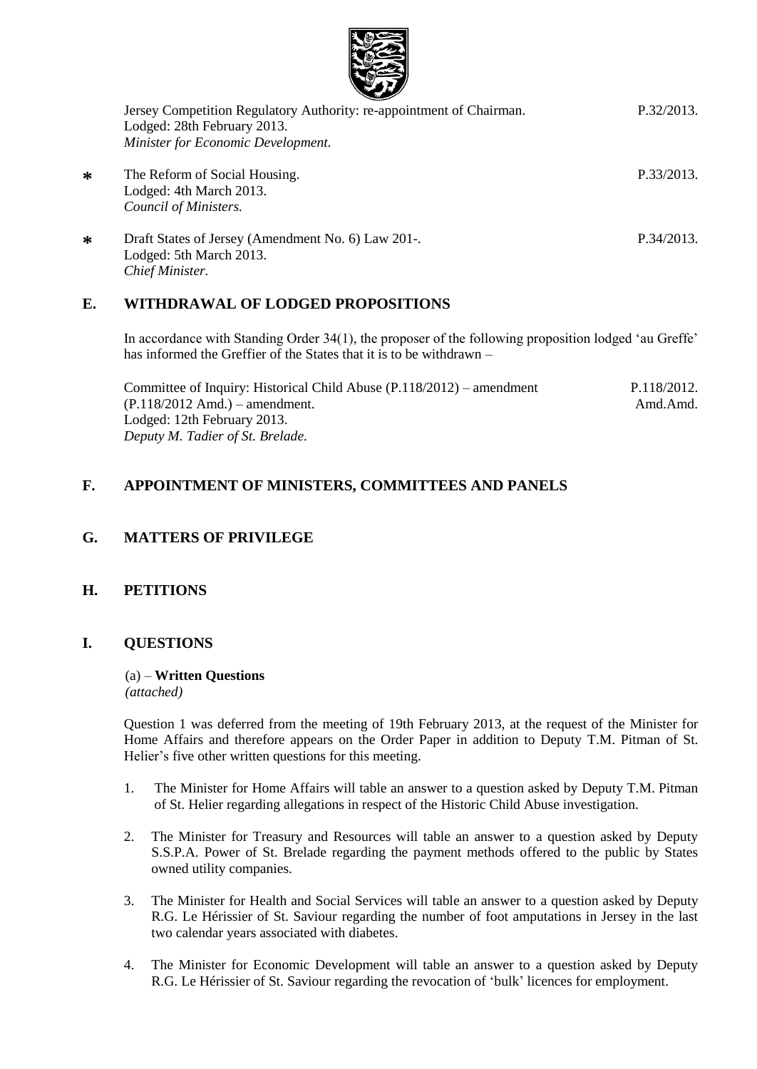Jersey Competition Regulatory Authority: re-appointment of Chairman. P.32/2013.
Lodged: 28th February 2013.
*Minister for Economic Development.*

∗ The Reform of Social Housing. P.33/2013.
Lodged: 4th March 2013.
*Council of Ministers.*

∗ Draft States of Jersey (Amendment No. 6) Law 201-. P.34/2013.
Lodged: 5th March 2013.
*Chief Minister.*

## E. WITHDRAWAL OF LODGED PROPOSITIONS

In accordance with Standing Order 34(1), the proposer of the following proposition lodged 'au Greffe' has informed the Greffier of the States that it is to be withdrawn –

Committee of Inquiry: Historical Child Abuse (P.118/2012) – amendment (P.118/2012 Amd.) – amendment. P.118/2012. Amd.Amd.
Lodged: 12th February 2013.
*Deputy M. Tadier of St. Brelade.*

## F. APPOINTMENT OF MINISTERS, COMMITTEES AND PANELS

## G. MATTERS OF PRIVILEGE

## H. PETITIONS

## I. QUESTIONS

(a) – **Written Questions**
*(attached)*

Question 1 was deferred from the meeting of 19th February 2013, at the request of the Minister for Home Affairs and therefore appears on the Order Paper in addition to Deputy T.M. Pitman of St. Helier's five other written questions for this meeting.

1. The Minister for Home Affairs will table an answer to a question asked by Deputy T.M. Pitman of St. Helier regarding allegations in respect of the Historic Child Abuse investigation.

2. The Minister for Treasury and Resources will table an answer to a question asked by Deputy S.S.P.A. Power of St. Brelade regarding the payment methods offered to the public by States owned utility companies.

3. The Minister for Health and Social Services will table an answer to a question asked by Deputy R.G. Le Hérissier of St. Saviour regarding the number of foot amputations in Jersey in the last two calendar years associated with diabetes.

4. The Minister for Economic Development will table an answer to a question asked by Deputy R.G. Le Hérissier of St. Saviour regarding the revocation of 'bulk' licences for employment.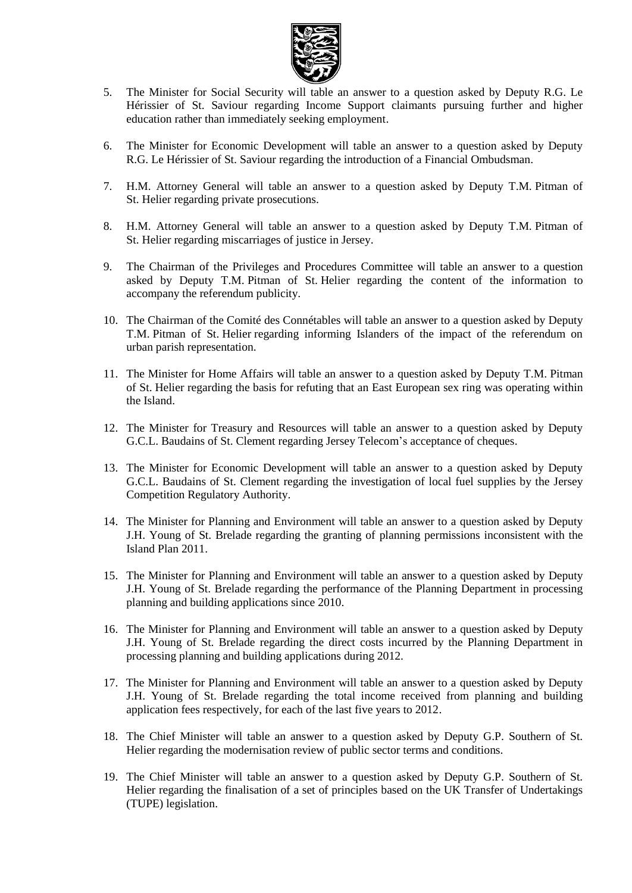5. The Minister for Social Security will table an answer to a question asked by Deputy R.G. Le Hérissier of St. Saviour regarding Income Support claimants pursuing further and higher education rather than immediately seeking employment.

6. The Minister for Economic Development will table an answer to a question asked by Deputy R.G. Le Hérissier of St. Saviour regarding the introduction of a Financial Ombudsman.

7. H.M. Attorney General will table an answer to a question asked by Deputy T.M. Pitman of St. Helier regarding private prosecutions.

8. H.M. Attorney General will table an answer to a question asked by Deputy T.M. Pitman of St. Helier regarding miscarriages of justice in Jersey.

9. The Chairman of the Privileges and Procedures Committee will table an answer to a question asked by Deputy T.M. Pitman of St. Helier regarding the content of the information to accompany the referendum publicity.

10. The Chairman of the Comité des Connétables will table an answer to a question asked by Deputy T.M. Pitman of St. Helier regarding informing Islanders of the impact of the referendum on urban parish representation.

11. The Minister for Home Affairs will table an answer to a question asked by Deputy T.M. Pitman of St. Helier regarding the basis for refuting that an East European sex ring was operating within the Island.

12. The Minister for Treasury and Resources will table an answer to a question asked by Deputy G.C.L. Baudains of St. Clement regarding Jersey Telecom's acceptance of cheques.

13. The Minister for Economic Development will table an answer to a question asked by Deputy G.C.L. Baudains of St. Clement regarding the investigation of local fuel supplies by the Jersey Competition Regulatory Authority.

14. The Minister for Planning and Environment will table an answer to a question asked by Deputy J.H. Young of St. Brelade regarding the granting of planning permissions inconsistent with the Island Plan 2011.

15. The Minister for Planning and Environment will table an answer to a question asked by Deputy J.H. Young of St. Brelade regarding the performance of the Planning Department in processing planning and building applications since 2010.

16. The Minister for Planning and Environment will table an answer to a question asked by Deputy J.H. Young of St. Brelade regarding the direct costs incurred by the Planning Department in processing planning and building applications during 2012.

17. The Minister for Planning and Environment will table an answer to a question asked by Deputy J.H. Young of St. Brelade regarding the total income received from planning and building application fees respectively, for each of the last five years to 2012.

18. The Chief Minister will table an answer to a question asked by Deputy G.P. Southern of St. Helier regarding the modernisation review of public sector terms and conditions.

19. The Chief Minister will table an answer to a question asked by Deputy G.P. Southern of St. Helier regarding the finalisation of a set of principles based on the UK Transfer of Undertakings (TUPE) legislation.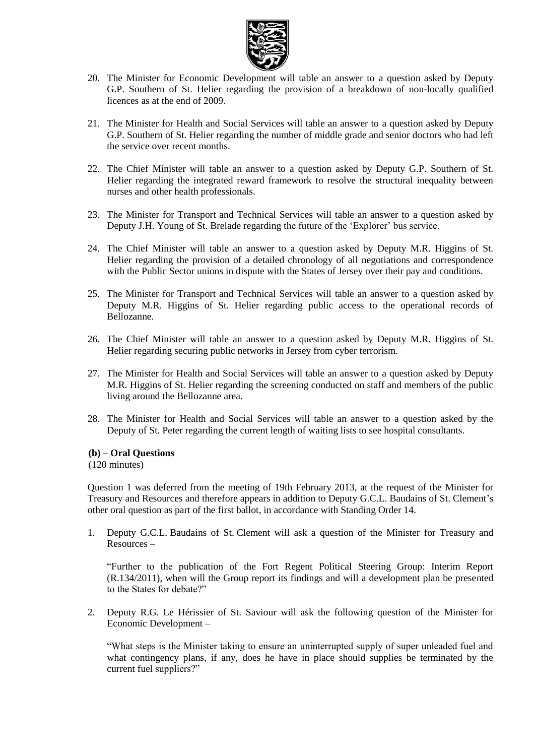20. The Minister for Economic Development will table an answer to a question asked by Deputy G.P. Southern of St. Helier regarding the provision of a breakdown of non-locally qualified licences as at the end of 2009.

21. The Minister for Health and Social Services will table an answer to a question asked by Deputy G.P. Southern of St. Helier regarding the number of middle grade and senior doctors who had left the service over recent months.

22. The Chief Minister will table an answer to a question asked by Deputy G.P. Southern of St. Helier regarding the integrated reward framework to resolve the structural inequality between nurses and other health professionals.

23. The Minister for Transport and Technical Services will table an answer to a question asked by Deputy J.H. Young of St. Brelade regarding the future of the 'Explorer' bus service.

24. The Chief Minister will table an answer to a question asked by Deputy M.R. Higgins of St. Helier regarding the provision of a detailed chronology of all negotiations and correspondence with the Public Sector unions in dispute with the States of Jersey over their pay and conditions.

25. The Minister for Transport and Technical Services will table an answer to a question asked by Deputy M.R. Higgins of St. Helier regarding public access to the operational records of Bellozanne.

26. The Chief Minister will table an answer to a question asked by Deputy M.R. Higgins of St. Helier regarding securing public networks in Jersey from cyber terrorism.

27. The Minister for Health and Social Services will table an answer to a question asked by Deputy M.R. Higgins of St. Helier regarding the screening conducted on staff and members of the public living around the Bellozanne area.

28. The Minister for Health and Social Services will table an answer to a question asked by the Deputy of St. Peter regarding the current length of waiting lists to see hospital consultants.

**(b) – Oral Questions**
(120 minutes)

Question 1 was deferred from the meeting of 19th February 2013, at the request of the Minister for Treasury and Resources and therefore appears in addition to Deputy G.C.L. Baudains of St. Clement's other oral question as part of the first ballot, in accordance with Standing Order 14.

1. Deputy G.C.L. Baudains of St. Clement will ask a question of the Minister for Treasury and Resources –

   "Further to the publication of the Fort Regent Political Steering Group: Interim Report (R.134/2011), when will the Group report its findings and will a development plan be presented to the States for debate?"

2. Deputy R.G. Le Hérissier of St. Saviour will ask the following question of the Minister for Economic Development –

   "What steps is the Minister taking to ensure an uninterrupted supply of super unleaded fuel and what contingency plans, if any, does he have in place should supplies be terminated by the current fuel suppliers?"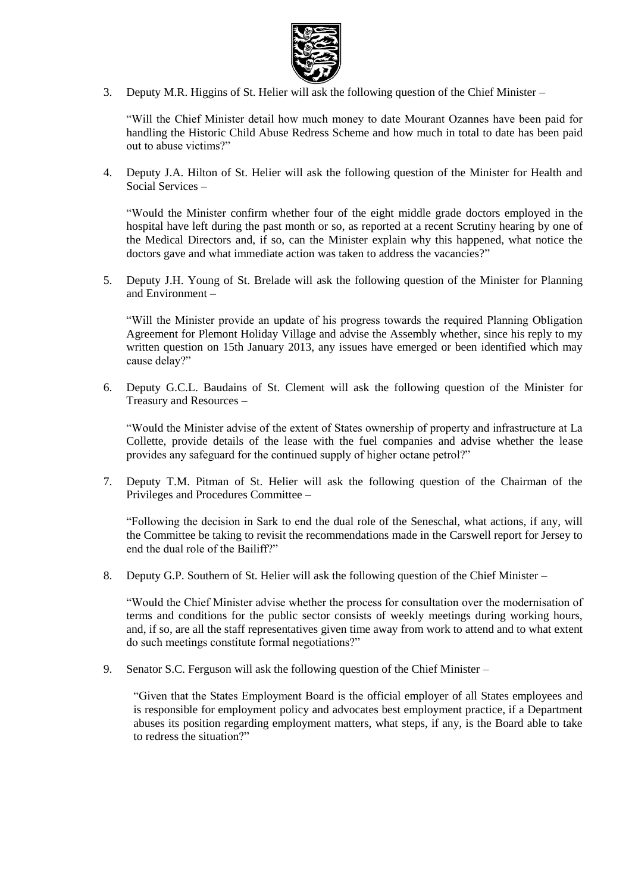3. Deputy M.R. Higgins of St. Helier will ask the following question of the Chief Minister –

   "Will the Chief Minister detail how much money to date Mourant Ozannes have been paid for handling the Historic Child Abuse Redress Scheme and how much in total to date has been paid out to abuse victims?"

4. Deputy J.A. Hilton of St. Helier will ask the following question of the Minister for Health and Social Services –

   "Would the Minister confirm whether four of the eight middle grade doctors employed in the hospital have left during the past month or so, as reported at a recent Scrutiny hearing by one of the Medical Directors and, if so, can the Minister explain why this happened, what notice the doctors gave and what immediate action was taken to address the vacancies?"

5. Deputy J.H. Young of St. Brelade will ask the following question of the Minister for Planning and Environment –

   "Will the Minister provide an update of his progress towards the required Planning Obligation Agreement for Plemont Holiday Village and advise the Assembly whether, since his reply to my written question on 15th January 2013, any issues have emerged or been identified which may cause delay?"

6. Deputy G.C.L. Baudains of St. Clement will ask the following question of the Minister for Treasury and Resources –

   "Would the Minister advise of the extent of States ownership of property and infrastructure at La Collette, provide details of the lease with the fuel companies and advise whether the lease provides any safeguard for the continued supply of higher octane petrol?"

7. Deputy T.M. Pitman of St. Helier will ask the following question of the Chairman of the Privileges and Procedures Committee –

   "Following the decision in Sark to end the dual role of the Seneschal, what actions, if any, will the Committee be taking to revisit the recommendations made in the Carswell report for Jersey to end the dual role of the Bailiff?"

8. Deputy G.P. Southern of St. Helier will ask the following question of the Chief Minister –

   "Would the Chief Minister advise whether the process for consultation over the modernisation of terms and conditions for the public sector consists of weekly meetings during working hours, and, if so, are all the staff representatives given time away from work to attend and to what extent do such meetings constitute formal negotiations?"

9. Senator S.C. Ferguson will ask the following question of the Chief Minister –

   "Given that the States Employment Board is the official employer of all States employees and is responsible for employment policy and advocates best employment practice, if a Department abuses its position regarding employment matters, what steps, if any, is the Board able to take to redress the situation?"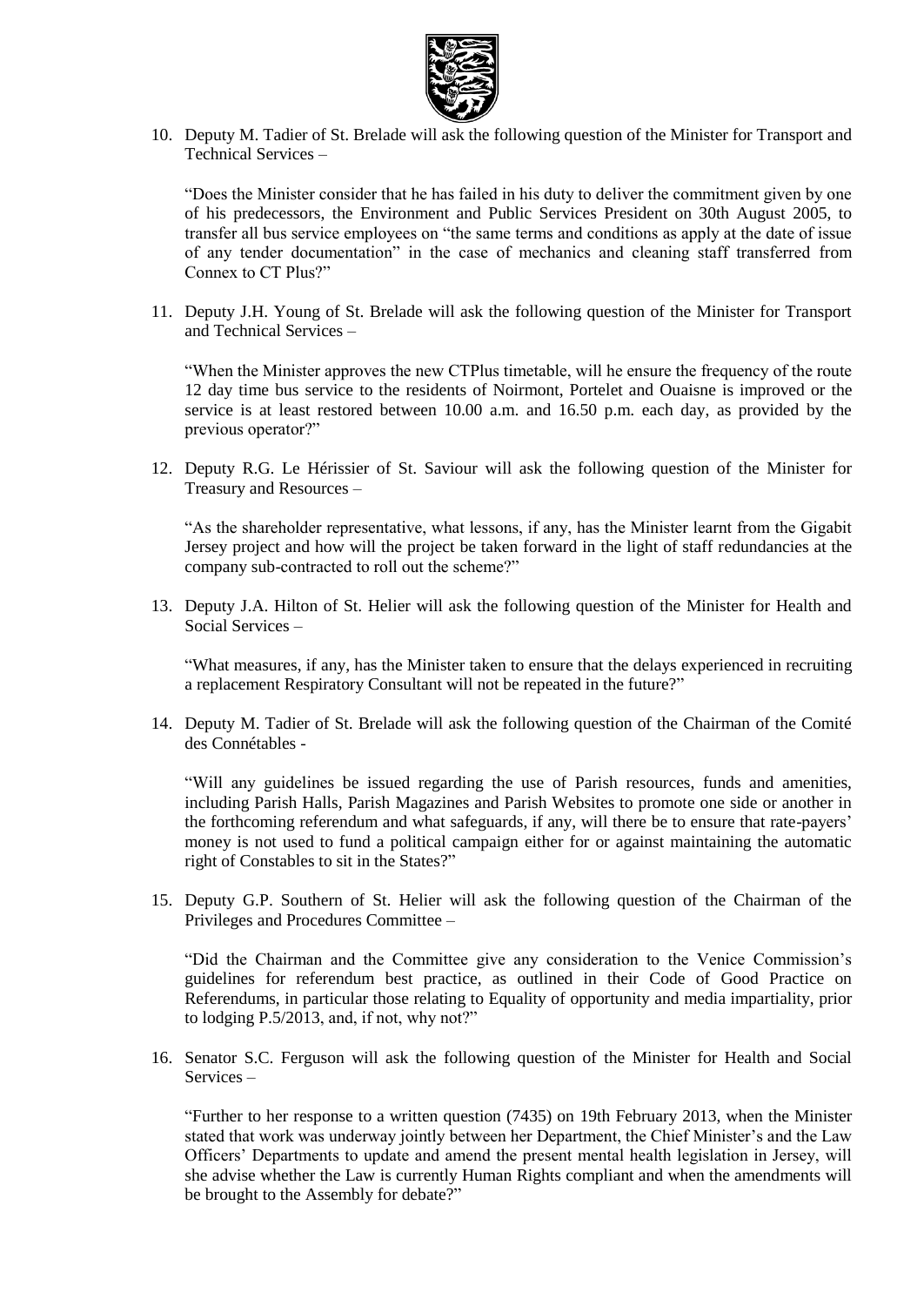10. Deputy M. Tadier of St. Brelade will ask the following question of the Minister for Transport and Technical Services –

    "Does the Minister consider that he has failed in his duty to deliver the commitment given by one of his predecessors, the Environment and Public Services President on 30th August 2005, to transfer all bus service employees on "the same terms and conditions as apply at the date of issue of any tender documentation" in the case of mechanics and cleaning staff transferred from Connex to CT Plus?"

11. Deputy J.H. Young of St. Brelade will ask the following question of the Minister for Transport and Technical Services –

    "When the Minister approves the new CTPlus timetable, will he ensure the frequency of the route 12 day time bus service to the residents of Noirmont, Portelet and Ouaisne is improved or the service is at least restored between 10.00 a.m. and 16.50 p.m. each day, as provided by the previous operator?"

12. Deputy R.G. Le Hérissier of St. Saviour will ask the following question of the Minister for Treasury and Resources –

    "As the shareholder representative, what lessons, if any, has the Minister learnt from the Gigabit Jersey project and how will the project be taken forward in the light of staff redundancies at the company sub-contracted to roll out the scheme?"

13. Deputy J.A. Hilton of St. Helier will ask the following question of the Minister for Health and Social Services –

    "What measures, if any, has the Minister taken to ensure that the delays experienced in recruiting a replacement Respiratory Consultant will not be repeated in the future?"

14. Deputy M. Tadier of St. Brelade will ask the following question of the Chairman of the Comité des Connétables -

    "Will any guidelines be issued regarding the use of Parish resources, funds and amenities, including Parish Halls, Parish Magazines and Parish Websites to promote one side or another in the forthcoming referendum and what safeguards, if any, will there be to ensure that rate-payers' money is not used to fund a political campaign either for or against maintaining the automatic right of Constables to sit in the States?"

15. Deputy G.P. Southern of St. Helier will ask the following question of the Chairman of the Privileges and Procedures Committee –

    "Did the Chairman and the Committee give any consideration to the Venice Commission's guidelines for referendum best practice, as outlined in their Code of Good Practice on Referendums, in particular those relating to Equality of opportunity and media impartiality, prior to lodging P.5/2013, and, if not, why not?"

16. Senator S.C. Ferguson will ask the following question of the Minister for Health and Social Services –

    "Further to her response to a written question (7435) on 19th February 2013, when the Minister stated that work was underway jointly between her Department, the Chief Minister's and the Law Officers' Departments to update and amend the present mental health legislation in Jersey, will she advise whether the Law is currently Human Rights compliant and when the amendments will be brought to the Assembly for debate?"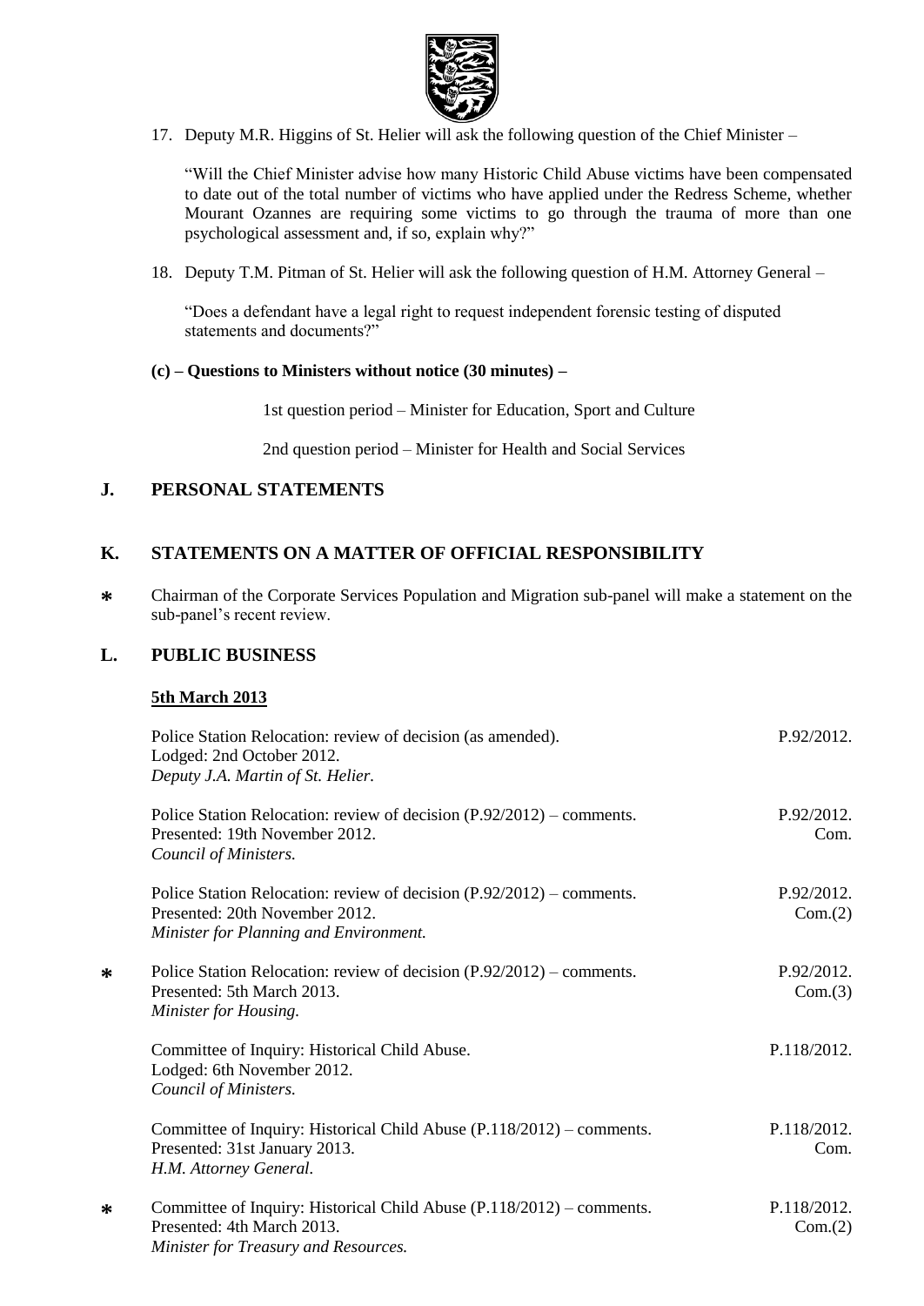17. Deputy M.R. Higgins of St. Helier will ask the following question of the Chief Minister –

    "Will the Chief Minister advise how many Historic Child Abuse victims have been compensated to date out of the total number of victims who have applied under the Redress Scheme, whether Mourant Ozannes are requiring some victims to go through the trauma of more than one psychological assessment and, if so, explain why?"

18. Deputy T.M. Pitman of St. Helier will ask the following question of H.M. Attorney General –

    "Does a defendant have a legal right to request independent forensic testing of disputed statements and documents?"

**(c) – Questions to Ministers without notice (30 minutes) –**

1st question period – Minister for Education, Sport and Culture

2nd question period – Minister for Health and Social Services

## J. PERSONAL STATEMENTS

## K. STATEMENTS ON A MATTER OF OFFICIAL RESPONSIBILITY

\* Chairman of the Corporate Services Population and Migration sub-panel will make a statement on the sub-panel's recent review.

## L. PUBLIC BUSINESS

**5th March 2013**

| | | |
|---|---|---|
| | Police Station Relocation: review of decision (as amended).<br>Lodged: 2nd October 2012.<br>*Deputy J.A. Martin of St. Helier.* | P.92/2012. |
| | Police Station Relocation: review of decision (P.92/2012) – comments.<br>Presented: 19th November 2012.<br>*Council of Ministers.* | P.92/2012.<br>Com. |
| | Police Station Relocation: review of decision (P.92/2012) – comments.<br>Presented: 20th November 2012.<br>*Minister for Planning and Environment.* | P.92/2012.<br>Com.(2) |
| * | Police Station Relocation: review of decision (P.92/2012) – comments.<br>Presented: 5th March 2013.<br>*Minister for Housing.* | P.92/2012.<br>Com.(3) |
| | Committee of Inquiry: Historical Child Abuse.<br>Lodged: 6th November 2012.<br>*Council of Ministers.* | P.118/2012. |
| | Committee of Inquiry: Historical Child Abuse (P.118/2012) – comments.<br>Presented: 31st January 2013.<br>*H.M. Attorney General.* | P.118/2012.<br>Com. |
| * | Committee of Inquiry: Historical Child Abuse (P.118/2012) – comments.<br>Presented: 4th March 2013.<br>*Minister for Treasury and Resources.* | P.118/2012.<br>Com.(2) |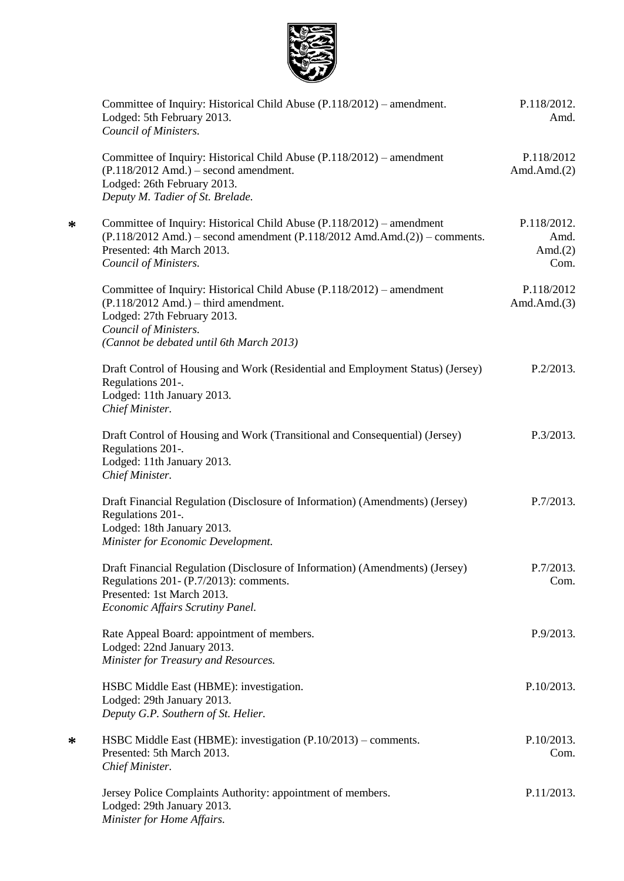Committee of Inquiry: Historical Child Abuse (P.118/2012) – amendment.
Lodged: 5th February 2013.
*Council of Ministers.*
P.118/2012. Amd.

Committee of Inquiry: Historical Child Abuse (P.118/2012) – amendment (P.118/2012 Amd.) – second amendment.
Lodged: 26th February 2013.
*Deputy M. Tadier of St. Brelade.*
P.118/2012 Amd.Amd.(2)

* Committee of Inquiry: Historical Child Abuse (P.118/2012) – amendment (P.118/2012 Amd.) – second amendment (P.118/2012 Amd.Amd.(2)) – comments.
Presented: 4th March 2013.
*Council of Ministers.*
P.118/2012. Amd. Amd.(2) Com.

Committee of Inquiry: Historical Child Abuse (P.118/2012) – amendment (P.118/2012 Amd.) – third amendment.
Lodged: 27th February 2013.
*Council of Ministers.*
*(Cannot be debated until 6th March 2013)*
P.118/2012 Amd.Amd.(3)

Draft Control of Housing and Work (Residential and Employment Status) (Jersey) Regulations 201-.
Lodged: 11th January 2013.
*Chief Minister.*
P.2/2013.

Draft Control of Housing and Work (Transitional and Consequential) (Jersey) Regulations 201-.
Lodged: 11th January 2013.
*Chief Minister.*
P.3/2013.

Draft Financial Regulation (Disclosure of Information) (Amendments) (Jersey) Regulations 201-.
Lodged: 18th January 2013.
*Minister for Economic Development.*
P.7/2013.

Draft Financial Regulation (Disclosure of Information) (Amendments) (Jersey) Regulations 201- (P.7/2013): comments.
Presented: 1st March 2013.
*Economic Affairs Scrutiny Panel.*
P.7/2013. Com.

Rate Appeal Board: appointment of members.
Lodged: 22nd January 2013.
*Minister for Treasury and Resources.*
P.9/2013.

HSBC Middle East (HBME): investigation.
Lodged: 29th January 2013.
*Deputy G.P. Southern of St. Helier.*
P.10/2013.

* HSBC Middle East (HBME): investigation (P.10/2013) – comments.
Presented: 5th March 2013.
*Chief Minister.*
P.10/2013. Com.

Jersey Police Complaints Authority: appointment of members.
Lodged: 29th January 2013.
*Minister for Home Affairs.*
P.11/2013.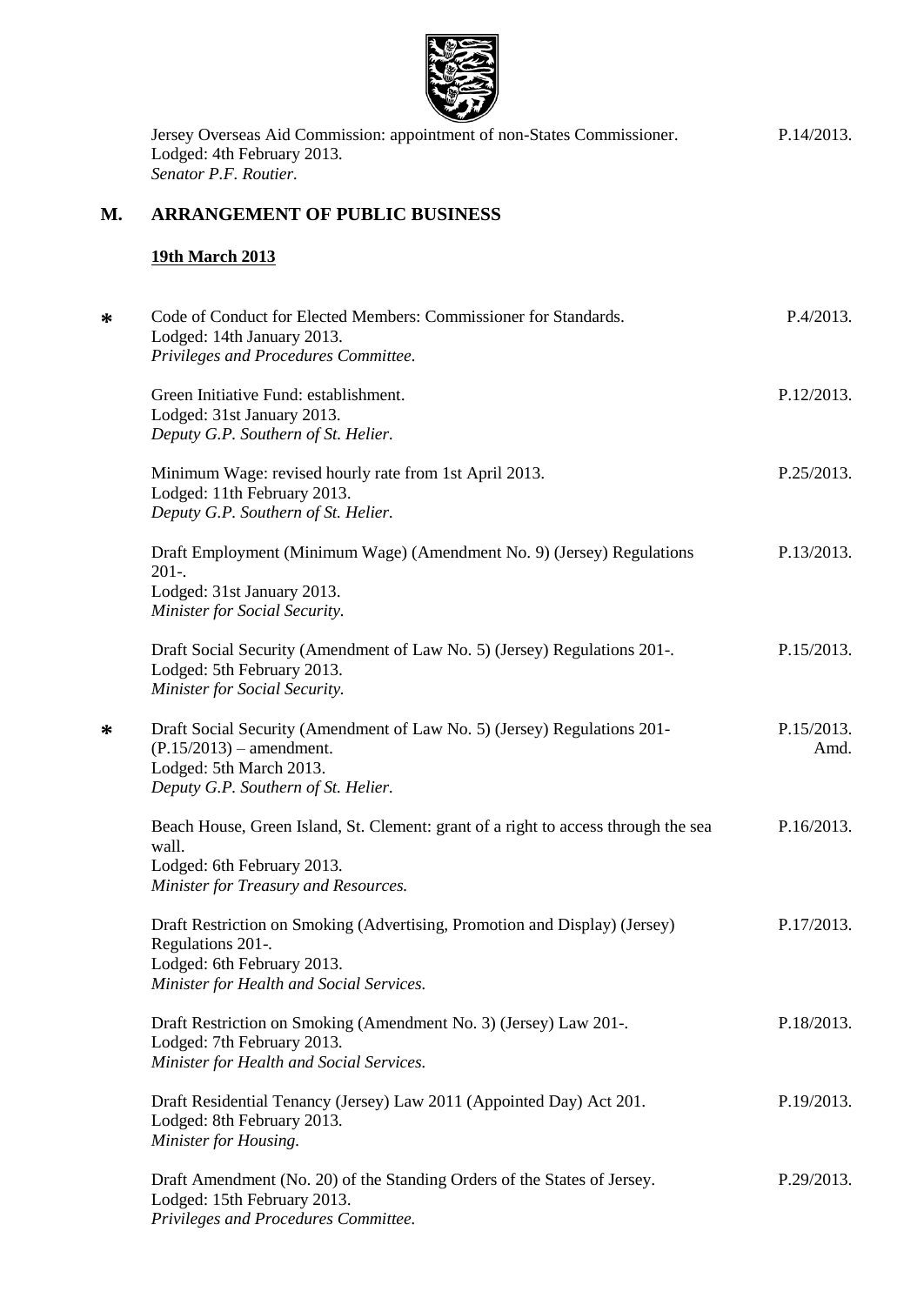Jersey Overseas Aid Commission: appointment of non-States Commissioner. P.14/2013.
Lodged: 4th February 2013.
*Senator P.F. Routier.*

## M. ARRANGEMENT OF PUBLIC BUSINESS

**19th March 2013**

∗ Code of Conduct for Elected Members: Commissioner for Standards. P.4/2013.
Lodged: 14th January 2013.
*Privileges and Procedures Committee.*

Green Initiative Fund: establishment. P.12/2013.
Lodged: 31st January 2013.
*Deputy G.P. Southern of St. Helier.*

Minimum Wage: revised hourly rate from 1st April 2013. P.25/2013.
Lodged: 11th February 2013.
*Deputy G.P. Southern of St. Helier.*

Draft Employment (Minimum Wage) (Amendment No. 9) (Jersey) Regulations 201-. P.13/2013.
Lodged: 31st January 2013.
*Minister for Social Security.*

Draft Social Security (Amendment of Law No. 5) (Jersey) Regulations 201-. P.15/2013.
Lodged: 5th February 2013.
*Minister for Social Security.*

∗ Draft Social Security (Amendment of Law No. 5) (Jersey) Regulations 201- (P.15/2013) – amendment. P.15/2013. Amd.
Lodged: 5th March 2013.
*Deputy G.P. Southern of St. Helier.*

Beach House, Green Island, St. Clement: grant of a right to access through the sea wall. P.16/2013.
Lodged: 6th February 2013.
*Minister for Treasury and Resources.*

Draft Restriction on Smoking (Advertising, Promotion and Display) (Jersey) Regulations 201-. P.17/2013.
Lodged: 6th February 2013.
*Minister for Health and Social Services.*

Draft Restriction on Smoking (Amendment No. 3) (Jersey) Law 201-. P.18/2013.
Lodged: 7th February 2013.
*Minister for Health and Social Services.*

Draft Residential Tenancy (Jersey) Law 2011 (Appointed Day) Act 201. P.19/2013.
Lodged: 8th February 2013.
*Minister for Housing.*

Draft Amendment (No. 20) of the Standing Orders of the States of Jersey. P.29/2013.
Lodged: 15th February 2013.
*Privileges and Procedures Committee.*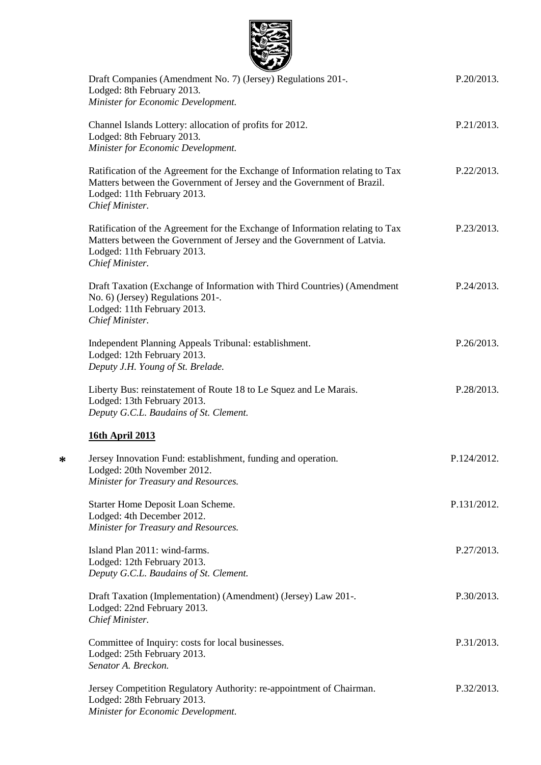Draft Companies (Amendment No. 7) (Jersey) Regulations 201-. P.20/2013.
Lodged: 8th February 2013.
*Minister for Economic Development.*

Channel Islands Lottery: allocation of profits for 2012. P.21/2013.
Lodged: 8th February 2013.
*Minister for Economic Development.*

Ratification of the Agreement for the Exchange of Information relating to Tax Matters between the Government of Jersey and the Government of Brazil. P.22/2013.
Lodged: 11th February 2013.
*Chief Minister.*

Ratification of the Agreement for the Exchange of Information relating to Tax Matters between the Government of Jersey and the Government of Latvia. P.23/2013.
Lodged: 11th February 2013.
*Chief Minister.*

Draft Taxation (Exchange of Information with Third Countries) (Amendment No. 6) (Jersey) Regulations 201-. P.24/2013.
Lodged: 11th February 2013.
*Chief Minister.*

Independent Planning Appeals Tribunal: establishment. P.26/2013.
Lodged: 12th February 2013.
*Deputy J.H. Young of St. Brelade.*

Liberty Bus: reinstatement of Route 18 to Le Squez and Le Marais. P.28/2013.
Lodged: 13th February 2013.
*Deputy G.C.L. Baudains of St. Clement.*

**16th April 2013**

\* Jersey Innovation Fund: establishment, funding and operation. P.124/2012.
Lodged: 20th November 2012.
*Minister for Treasury and Resources.*

Starter Home Deposit Loan Scheme. P.131/2012.
Lodged: 4th December 2012.
*Minister for Treasury and Resources.*

Island Plan 2011: wind-farms. P.27/2013.
Lodged: 12th February 2013.
*Deputy G.C.L. Baudains of St. Clement.*

Draft Taxation (Implementation) (Amendment) (Jersey) Law 201-. P.30/2013.
Lodged: 22nd February 2013.
*Chief Minister.*

Committee of Inquiry: costs for local businesses. P.31/2013.
Lodged: 25th February 2013.
*Senator A. Breckon.*

Jersey Competition Regulatory Authority: re-appointment of Chairman. P.32/2013.
Lodged: 28th February 2013.
*Minister for Economic Development.*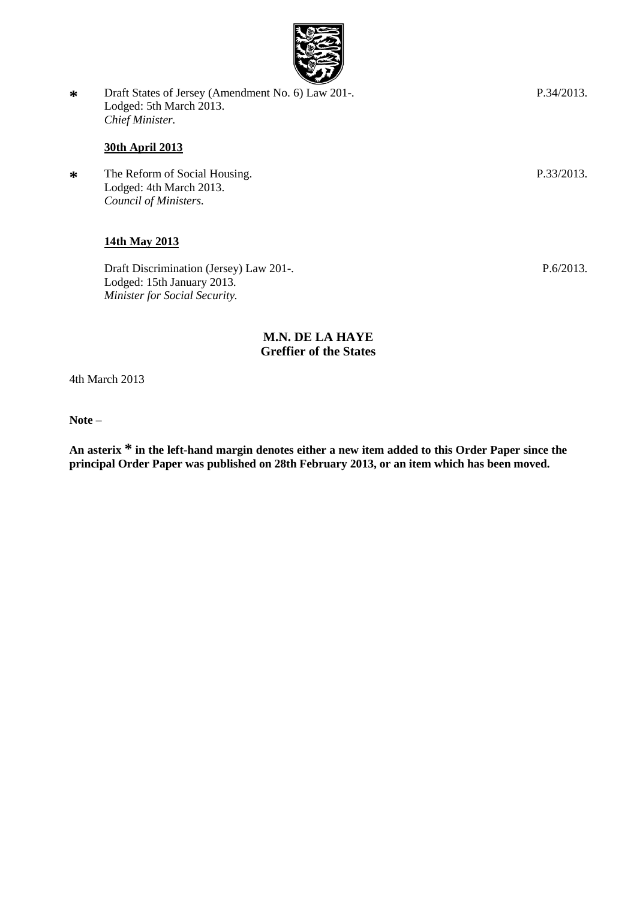* Draft States of Jersey (Amendment No. 6) Law 201-. P.34/2013.
Lodged: 5th March 2013.
*Chief Minister.*

**30th April 2013**

* The Reform of Social Housing. P.33/2013.
Lodged: 4th March 2013.
*Council of Ministers.*

**14th May 2013**

Draft Discrimination (Jersey) Law 201-. P.6/2013.
Lodged: 15th January 2013.
*Minister for Social Security.*

**M.N. DE LA HAYE**
**Greffier of the States**

4th March 2013

**Note –**

**An asterix * in the left-hand margin denotes either a new item added to this Order Paper since the principal Order Paper was published on 28th February 2013, or an item which has been moved.**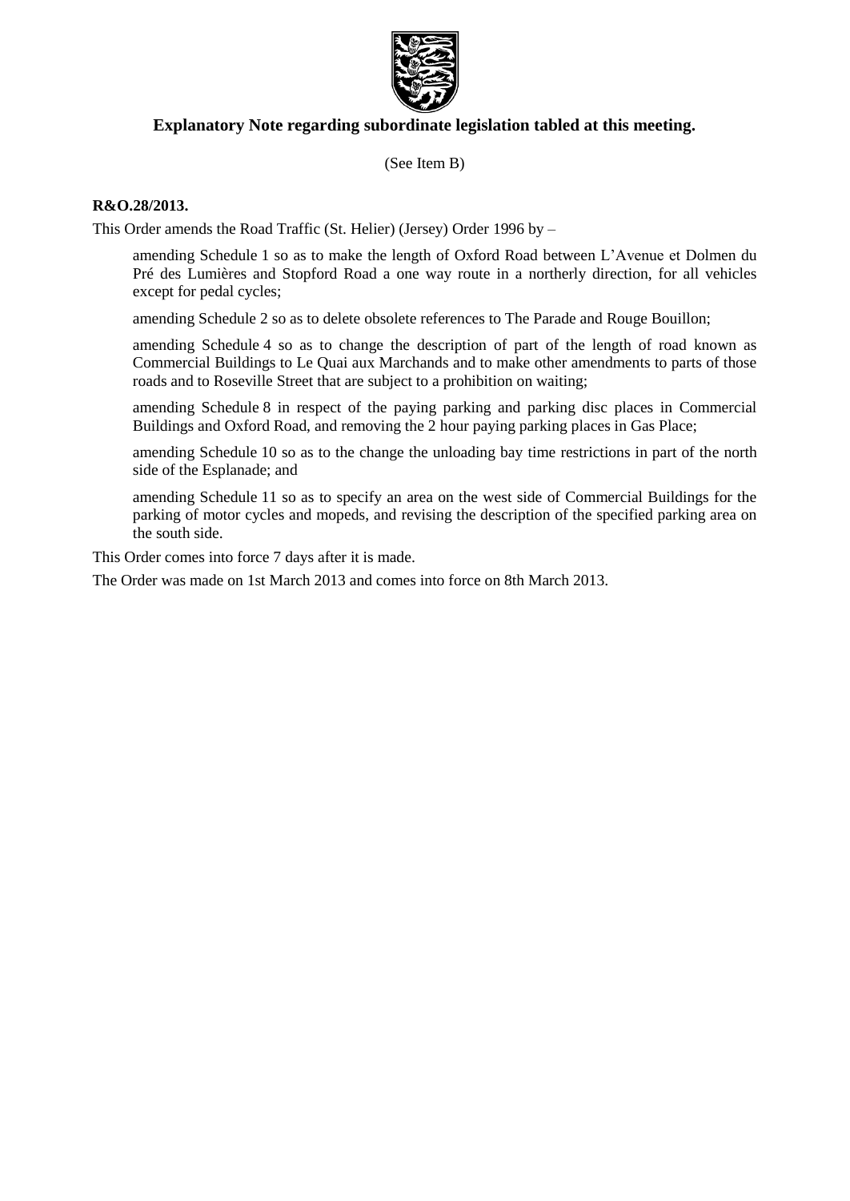## Explanatory Note regarding subordinate legislation tabled at this meeting.

(See Item B)

**R&O.28/2013.**

This Order amends the Road Traffic (St. Helier) (Jersey) Order 1996 by –

amending Schedule 1 so as to make the length of Oxford Road between L'Avenue et Dolmen du Pré des Lumières and Stopford Road a one way route in a northerly direction, for all vehicles except for pedal cycles;

amending Schedule 2 so as to delete obsolete references to The Parade and Rouge Bouillon;

amending Schedule 4 so as to change the description of part of the length of road known as Commercial Buildings to Le Quai aux Marchands and to make other amendments to parts of those roads and to Roseville Street that are subject to a prohibition on waiting;

amending Schedule 8 in respect of the paying parking and parking disc places in Commercial Buildings and Oxford Road, and removing the 2 hour paying parking places in Gas Place;

amending Schedule 10 so as to the change the unloading bay time restrictions in part of the north side of the Esplanade; and

amending Schedule 11 so as to specify an area on the west side of Commercial Buildings for the parking of motor cycles and mopeds, and revising the description of the specified parking area on the south side.

This Order comes into force 7 days after it is made.

The Order was made on 1st March 2013 and comes into force on 8th March 2013.